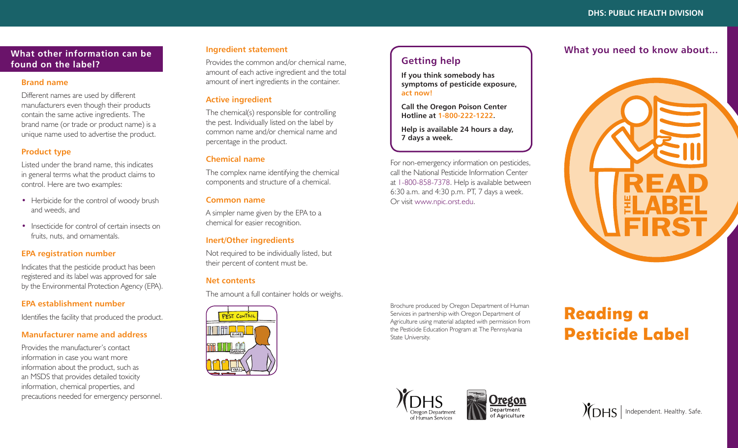## What other information can be found on the label?

### Brand name

Different names are used by different manufacturers even though their products contain the same active ingredients. The brand name (or trade or product name) is a unique name used to advertise the product.

### Product type

Listed under the brand name, this indicates in general terms what the product claims to control. Here are two examples:

- Herbicide for the control of woody brush and weeds, and
- Insecticide for control of certain insects on fruits, nuts, and ornamentals.

### EPA registration number

Indicates that the pesticide product has been registered and its label was approved for sale by the Environmental Protection Agency (EPA).

### EPA establishment number

Identifies the facility that produced the product.

### Manufacturer name and address

Provides the manufacturer's contact information in case you want more information about the product, such as an MSDS that provides detailed toxicity information, chemical properties, and precautions needed for emergency personnel.

### Ingredient statement

Provides the common and/or chemical name, amount of each active ingredient and the total amount of inert ingredients in the container.

### Active ingredient

The chemical(s) responsible for controlling the pest. Individually listed on the label by common name and/or chemical name and percentage in the product.

### Chemical name

The complex name identifying the chemical components and structure of a chemical.

### Common name

A simpler name given by the EPA to a chemical for easier recognition.

### Inert/Other ingredients

Not required to be individually listed, but their percent of content must be.

### Net contents

The amount a full container holds or weighs.

## Getting help

**If you think somebody has symptoms of pesticide exposure, act now!**

**Call the Oregon Poison Center Hotline at 1-800-222-1222.**

**Help is available 24 hours a day, 7 days a week.**

For non-emergency information on pesticides, call the National Pesticide Information Center at 1-800-858-7378. Help is available between 6:30 a.m. and 4:30 p.m. PT, 7 days a week. Or visit www.npic.orst.edu.

Brochure produced by Oregon Department of Human Services in partnership with Oregon Department of Agriculture using material adapted with permission from the Pesticide Education Program at The Pennsylvania State University.

DHS Oregon Department of Human Services

Oregon Department of Agriculture

DHS: PUBLIC HEALTH DIVISION

What you need to know about...

READ THE LABEL FIRST

# Reading a Pesticide Label

DHS | Independent. Healthy. Safe.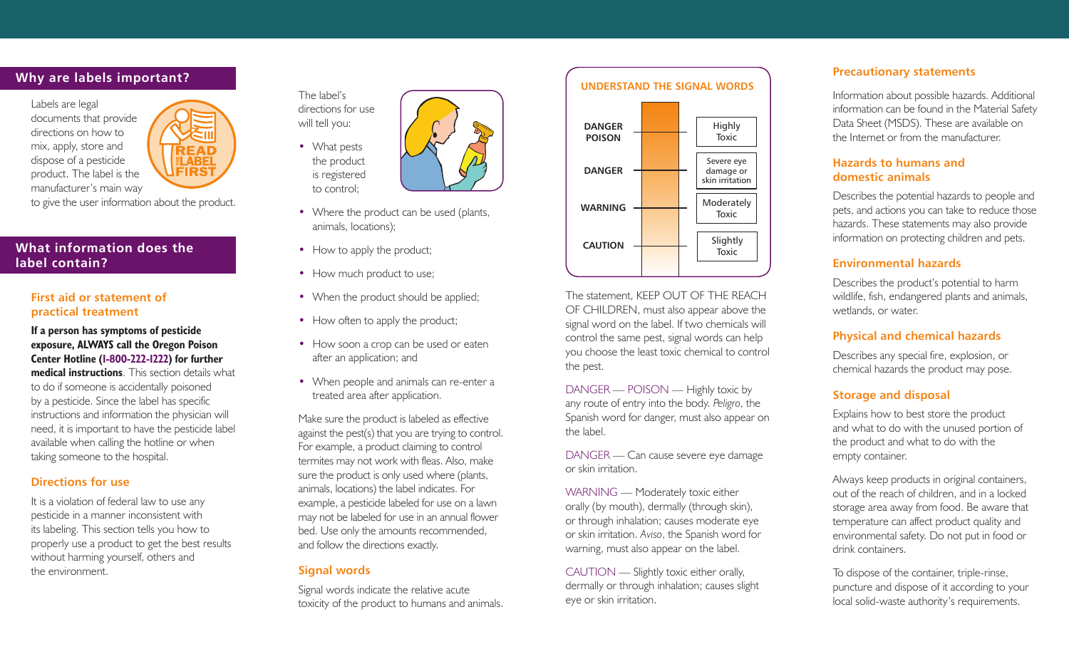## Why are labels important?

Labels are legal documents that provide directions on how to mix, apply, store and dispose of a pesticide product. The label is the manufacturer's main way to give the user information about the product.

## What information does the label contain?

### First aid or statement of practical treatment

**If a person has symptoms of pesticide exposure, ALWAYS call the Oregon Poison Center Hotline (1-800-222-1222) for further medical instructions**. This section details what to do if someone is accidentally poisoned by a pesticide. Since the label has specific instructions and information the physician will need, it is important to have the pesticide label available when calling the hotline or when taking someone to the hospital.

### Directions for use

It is a violation of federal law to use any pesticide in a manner inconsistent with its labeling. This section tells you how to properly use a product to get the best results without harming yourself, others and the environment.

The label's directions for use will tell you:

- What pests the product is registered to control;
- Where the product can be used (plants, animals, locations);
- How to apply the product;
- How much product to use;
- When the product should be applied;
- How often to apply the product;
- How soon a crop can be used or eaten after an application; and
- When people and animals can re-enter a treated area after application.

Make sure the product is labeled as effective against the pest(s) that you are trying to control. For example, a product claiming to control termites may not work with fleas. Also, make sure the product is only used where (plants, animals, locations) the label indicates. For example, a pesticide labeled for use on a lawn may not be labeled for use in an annual flower bed. Use only the amounts recommended, and follow the directions exactly.

### Signal words

Signal words indicate the relative acute toxicity of the product to humans and animals.

**UNDERSTAND THE SIGNAL WORDS**

DANGER POISON — Highly Toxic

DANGER — Severe eye damage or skin irritation

WARNING — Moderately Toxic

CAUTION — Slightly Toxic

The statement, KEEP OUT OF THE REACH OF CHILDREN, must also appear above the signal word on the label. If two chemicals will control the same pest, signal words can help you choose the least toxic chemical to control the pest.

DANGER — POISON — Highly toxic by any route of entry into the body. *Peligro*, the Spanish word for danger, must also appear on the label.

DANGER — Can cause severe eye damage or skin irritation.

WARNING — Moderately toxic either orally (by mouth), dermally (through skin), or through inhalation; causes moderate eye or skin irritation. *Aviso*, the Spanish word for warning, must also appear on the label.

CAUTION — Slightly toxic either orally, dermally or through inhalation; causes slight eye or skin irritation.

### Precautionary statements

Information about possible hazards. Additional information can be found in the Material Safety Data Sheet (MSDS). These are available on the Internet or from the manufacturer.

### Hazards to humans and domestic animals

Describes the potential hazards to people and pets, and actions you can take to reduce those hazards. These statements may also provide information on protecting children and pets.

### Environmental hazards

Describes the product's potential to harm wildlife, fish, endangered plants and animals, wetlands, or water.

### Physical and chemical hazards

Describes any special fire, explosion, or chemical hazards the product may pose.

### Storage and disposal

Explains how to best store the product and what to do with the unused portion of the product and what to do with the empty container.

Always keep products in original containers, out of the reach of children, and in a locked storage area away from food. Be aware that temperature can affect product quality and environmental safety. Do not put in food or drink containers.

To dispose of the container, triple-rinse, puncture and dispose of it according to your local solid-waste authority's requirements.